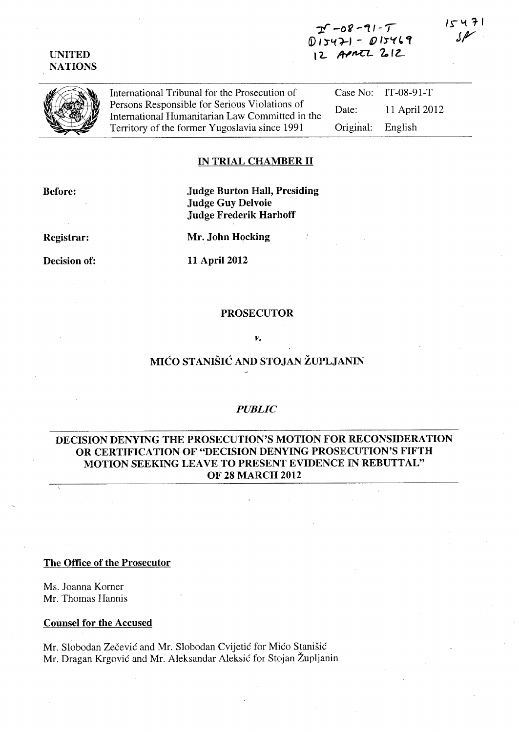IT-08-91-T
D15471 - D15469
12 April 2012

15471
SF

UNITED
NATIONS

| International Tribunal for the Prosecution of Persons Responsible for Serious Violations of International Humanitarian Law Committed in the Territory of the former Yugoslavia since 1991 | Case No: | IT-08-91-T |
|---|---|---|
| | Date: | 11 April 2012 |
| | Original: | English |

## IN TRIAL CHAMBER II

**Before:** **Judge Burton Hall, Presiding**
**Judge Guy Delvoie**
**Judge Frederik Harhoff**

**Registrar:** **Mr. John Hocking**

**Decision of:** **11 April 2012**

**PROSECUTOR**

*v.*

**MIĆO STANIŠIĆ AND STOJAN ŽUPLJANIN**

*PUBLIC*

**DECISION DENYING THE PROSECUTION'S MOTION FOR RECONSIDERATION OR CERTIFICATION OF "DECISION DENYING PROSECUTION'S FIFTH MOTION SEEKING LEAVE TO PRESENT EVIDENCE IN REBUTTAL" OF 28 MARCH 2012**

**The Office of the Prosecutor**

Ms. Joanna Korner
Mr. Thomas Hannis

**Counsel for the Accused**

Mr. Slobodan Zečević and Mr. Slobodan Cvijetić for Mićo Stanišić
Mr. Dragan Krgović and Mr. Aleksandar Aleksić for Stojan Župljanin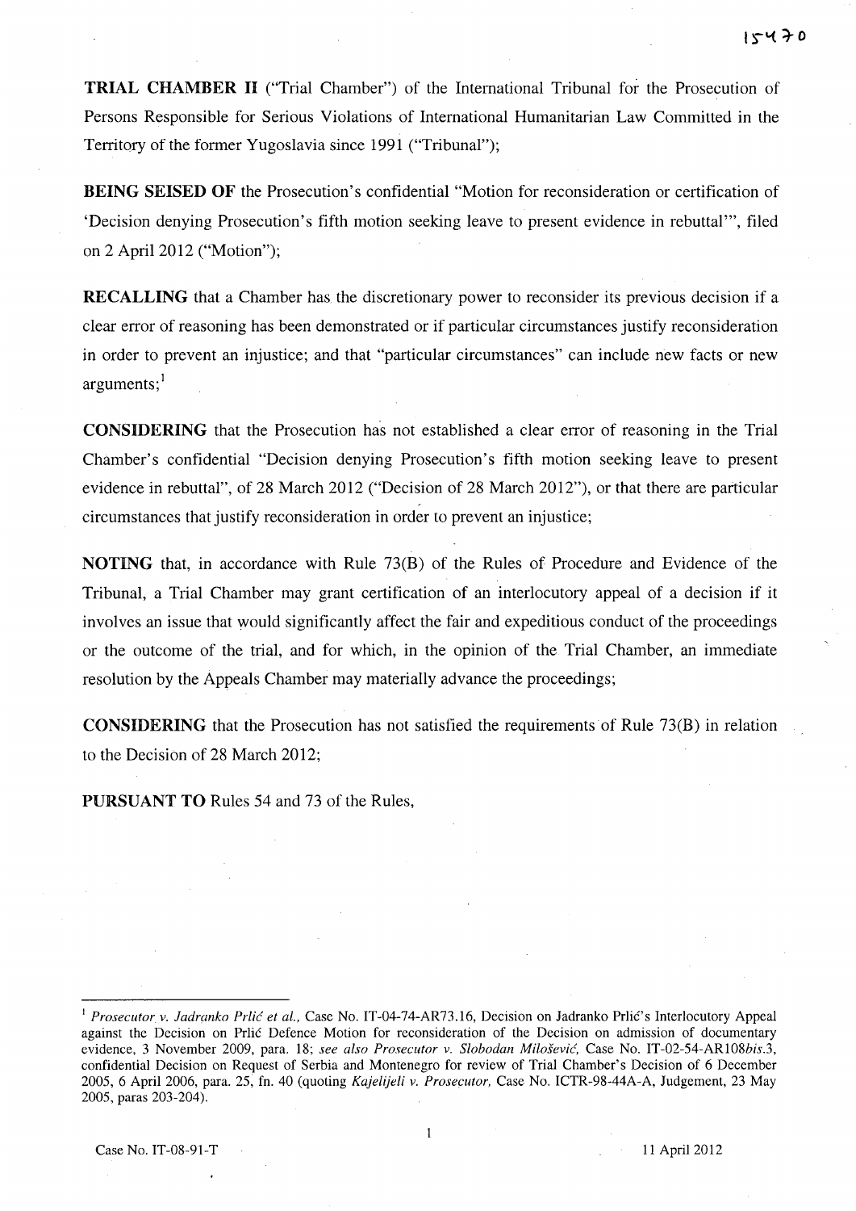**TRIAL CHAMBER II** ("Trial Chamber") of the International Tribunal for the Prosecution of Persons Responsible for Serious Violations of International Humanitarian Law Committed in the Territory of the former Yugoslavia since 1991 ("Tribunal");

**BEING SEISED OF** the Prosecution's confidential "Motion for reconsideration or certification of 'Decision denying Prosecution's fifth motion seeking leave to present evidence in rebuttal'", filed on 2 April 2012 ("Motion");

**RECALLING** that a Chamber has the discretionary power to reconsider its previous decision if a clear error of reasoning has been demonstrated or if particular circumstances justify reconsideration in order to prevent an injustice; and that "particular circumstances" can include new facts or new arguments;[1]

**CONSIDERING** that the Prosecution has not established a clear error of reasoning in the Trial Chamber's confidential "Decision denying Prosecution's fifth motion seeking leave to present evidence in rebuttal", of 28 March 2012 ("Decision of 28 March 2012"), or that there are particular circumstances that justify reconsideration in order to prevent an injustice;

**NOTING** that, in accordance with Rule 73(B) of the Rules of Procedure and Evidence of the Tribunal, a Trial Chamber may grant certification of an interlocutory appeal of a decision if it involves an issue that would significantly affect the fair and expeditious conduct of the proceedings or the outcome of the trial, and for which, in the opinion of the Trial Chamber, an immediate resolution by the Appeals Chamber may materially advance the proceedings;

**CONSIDERING** that the Prosecution has not satisfied the requirements of Rule 73(B) in relation to the Decision of 28 March 2012;

**PURSUANT TO** Rules 54 and 73 of the Rules,

---

[1] *Prosecutor v. Jadranko Prlić et al.*, Case No. IT-04-74-AR73.16, Decision on Jadranko Prlić's Interlocutory Appeal against the Decision on Prlić Defence Motion for reconsideration of the Decision on admission of documentary evidence, 3 November 2009, para. 18; *see also Prosecutor v. Slobodan Milošević*, Case No. IT-02-54-AR108*bis*.3, confidential Decision on Request of Serbia and Montenegro for review of Trial Chamber's Decision of 6 December 2005, 6 April 2006, para. 25, fn. 40 (quoting *Kajelijeli v. Prosecutor*, Case No. ICTR-98-44A-A, Judgement, 23 May 2005, paras 203-204).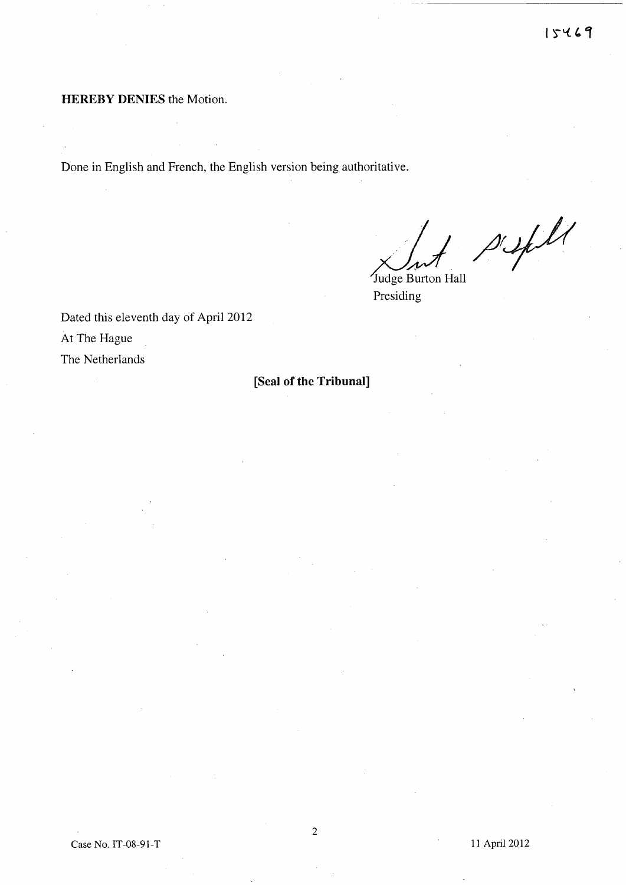**HEREBY DENIES** the Motion.

Done in English and French, the English version being authoritative.

Judge Burton Hall
Presiding

Dated this eleventh day of April 2012
At The Hague
The Netherlands

**[Seal of the Tribunal]**